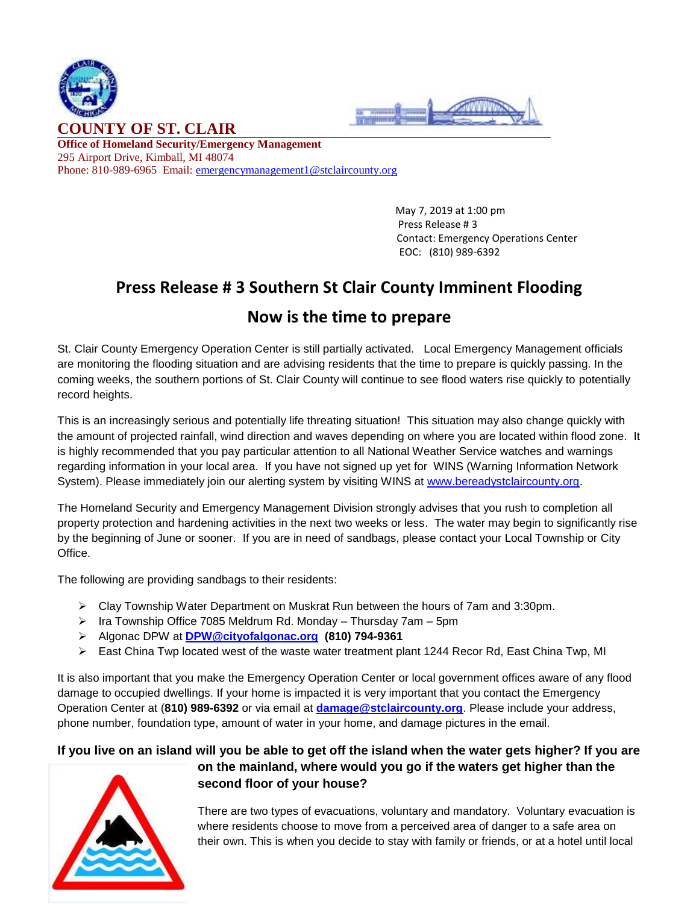**COUNTY OF ST. CLAIR**

**Office of Homeland Security/Emergency Management**

295 Airport Drive, Kimball, MI 48074

Phone: 810-989-6965 Email: emergencymanagement1@stclaircounty.org

May 7, 2019 at 1:00 pm
Press Release # 3
Contact: Emergency Operations Center
EOC: (810) 989-6392

# Press Release # 3 Southern St Clair County Imminent Flooding

## Now is the time to prepare

St. Clair County Emergency Operation Center is still partially activated. Local Emergency Management officials are monitoring the flooding situation and are advising residents that the time to prepare is quickly passing. In the coming weeks, the southern portions of St. Clair County will continue to see flood waters rise quickly to potentially record heights.

This is an increasingly serious and potentially life threating situation! This situation may also change quickly with the amount of projected rainfall, wind direction and waves depending on where you are located within flood zone. It is highly recommended that you pay particular attention to all National Weather Service watches and warnings regarding information in your local area. If you have not signed up yet for WINS (Warning Information Network System). Please immediately join our alerting system by visiting WINS at www.bereadystclaircounty.org.

The Homeland Security and Emergency Management Division strongly advises that you rush to completion all property protection and hardening activities in the next two weeks or less. The water may begin to significantly rise by the beginning of June or sooner. If you are in need of sandbags, please contact your Local Township or City Office.

The following are providing sandbags to their residents:

- Clay Township Water Department on Muskrat Run between the hours of 7am and 3:30pm.
- Ira Township Office 7085 Meldrum Rd. Monday – Thursday 7am – 5pm
- Algonac DPW at **DPW@cityofalgonac.org** **(810) 794-9361**
- East China Twp located west of the waste water treatment plant 1244 Recor Rd, East China Twp, MI

It is also important that you make the Emergency Operation Center or local government offices aware of any flood damage to occupied dwellings. If your home is impacted it is very important that you contact the Emergency Operation Center at (**810) 989-6392** or via email at **damage@stclaircounty.org**. Please include your address, phone number, foundation type, amount of water in your home, and damage pictures in the email.

**If you live on an island will you be able to get off the island when the water gets higher? If you are on the mainland, where would you go if the waters get higher than the second floor of your house?**

There are two types of evacuations, voluntary and mandatory. Voluntary evacuation is where residents choose to move from a perceived area of danger to a safe area on their own. This is when you decide to stay with family or friends, or at a hotel until local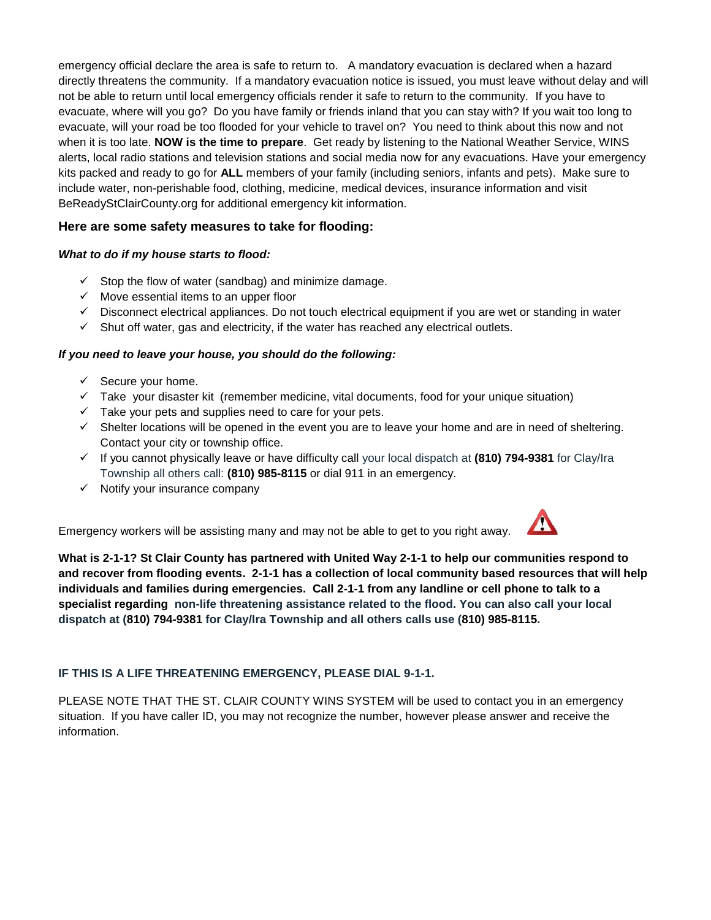emergency official declare the area is safe to return to. A mandatory evacuation is declared when a hazard directly threatens the community. If a mandatory evacuation notice is issued, you must leave without delay and will not be able to return until local emergency officials render it safe to return to the community. If you have to evacuate, where will you go? Do you have family or friends inland that you can stay with? If you wait too long to evacuate, will your road be too flooded for your vehicle to travel on? You need to think about this now and not when it is too late. **NOW is the time to prepare**. Get ready by listening to the National Weather Service, WINS alerts, local radio stations and television stations and social media now for any evacuations. Have your emergency kits packed and ready to go for **ALL** members of your family (including seniors, infants and pets). Make sure to include water, non-perishable food, clothing, medicine, medical devices, insurance information and visit BeReadyStClairCounty.org for additional emergency kit information.

### Here are some safety measures to take for flooding:

***What to do if my house starts to flood:***

- ✓ Stop the flow of water (sandbag) and minimize damage.
- ✓ Move essential items to an upper floor
- ✓ Disconnect electrical appliances. Do not touch electrical equipment if you are wet or standing in water
- ✓ Shut off water, gas and electricity, if the water has reached any electrical outlets.

***If you need to leave your house, you should do the following:***

- ✓ Secure your home.
- ✓ Take your disaster kit (remember medicine, vital documents, food for your unique situation)
- ✓ Take your pets and supplies need to care for your pets.
- ✓ Shelter locations will be opened in the event you are to leave your home and are in need of sheltering. Contact your city or township office.
- ✓ If you cannot physically leave or have difficulty call your local dispatch at **(810) 794-9381** for Clay/Ira Township all others call: **(810) 985-8115** or dial 911 in an emergency.
- ✓ Notify your insurance company

Emergency workers will be assisting many and may not be able to get to you right away.

**What is 2-1-1? St Clair County has partnered with United Way 2-1-1 to help our communities respond to and recover from flooding events. 2-1-1 has a collection of local community based resources that will help individuals and families during emergencies. Call 2-1-1 from any landline or cell phone to talk to a specialist regarding non-life threatening assistance related to the flood. You can also call your local dispatch at (810) 794-9381 for Clay/Ira Township and all others calls use (810) 985-8115.**

**IF THIS IS A LIFE THREATENING EMERGENCY, PLEASE DIAL 9-1-1.**

PLEASE NOTE THAT THE ST. CLAIR COUNTY WINS SYSTEM will be used to contact you in an emergency situation. If you have caller ID, you may not recognize the number, however please answer and receive the information.